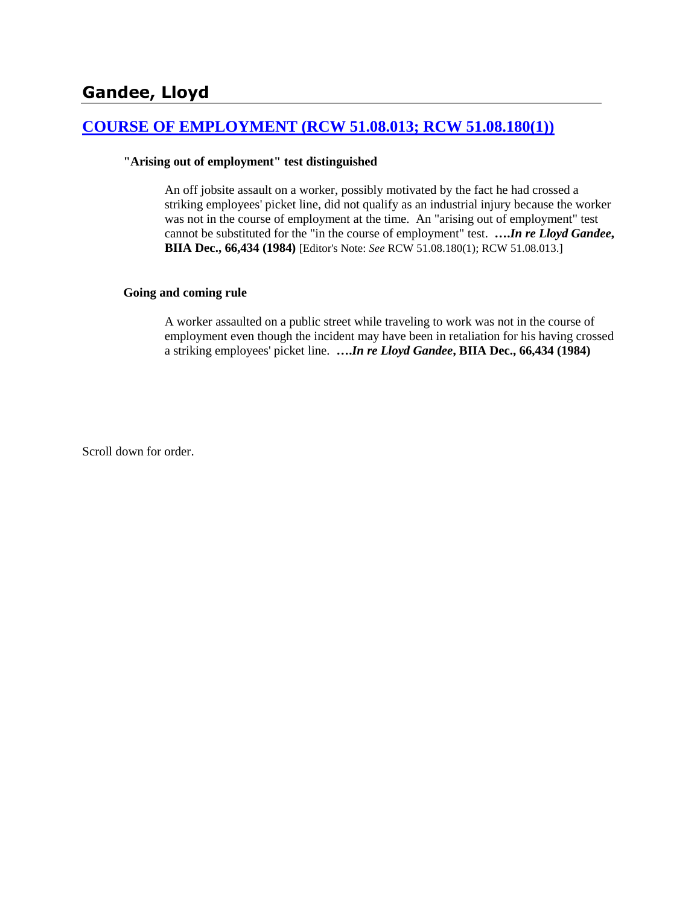## Gandee, Lloyd

### COURSE OF EMPLOYMENT (RCW 51.08.013; RCW 51.08.180(1))

**"Arising out of employment" test distinguished**

An off jobsite assault on a worker, possibly motivated by the fact he had crossed a striking employees' picket line, did not qualify as an industrial injury because the worker was not in the course of employment at the time. An "arising out of employment" test cannot be substituted for the "in the course of employment" test. **….*In re Lloyd Gandee*, BIIA Dec., 66,434 (1984)** [Editor's Note: *See* RCW 51.08.180(1); RCW 51.08.013.]

**Going and coming rule**

A worker assaulted on a public street while traveling to work was not in the course of employment even though the incident may have been in retaliation for his having crossed a striking employees' picket line. **….*In re Lloyd Gandee*, BIIA Dec., 66,434 (1984)**

Scroll down for order.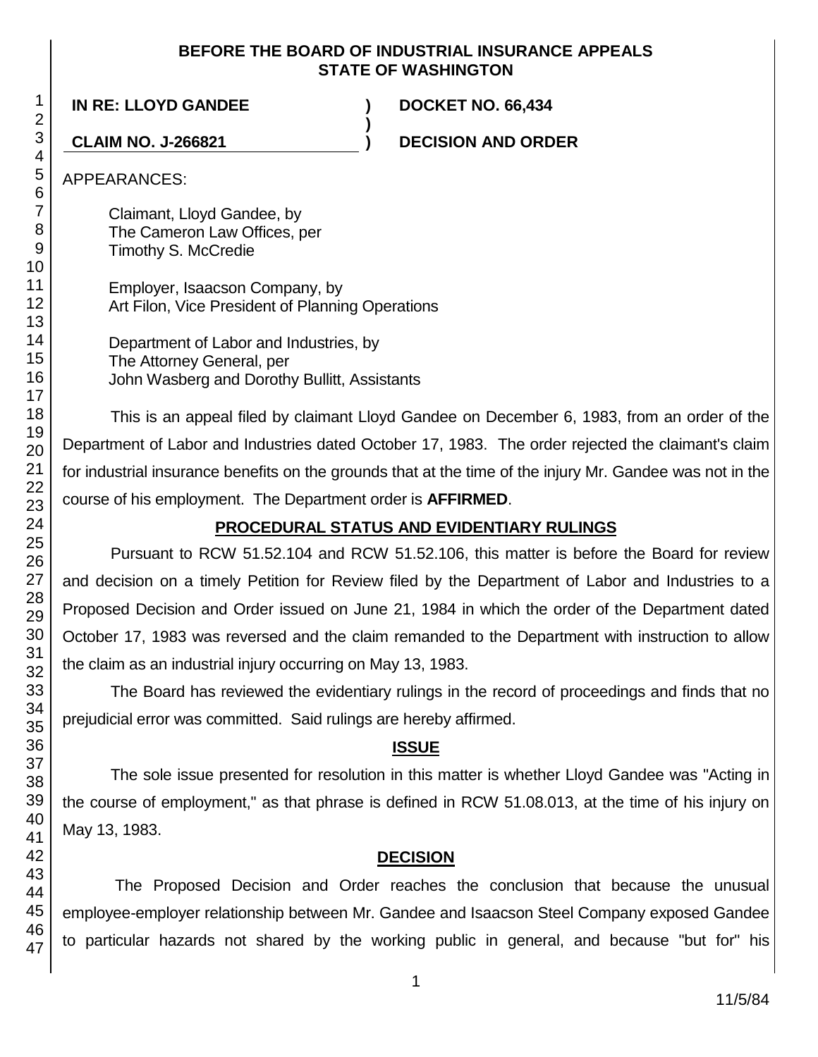**BEFORE THE BOARD OF INDUSTRIAL INSURANCE APPEALS**
**STATE OF WASHINGTON**

| | | |
|---|---|---|
| **IN RE: LLOYD GANDEE** | **)** | **DOCKET NO. 66,434** |
| | **)** | |
| **CLAIM NO. J-266821** | **)** | **DECISION AND ORDER** |

APPEARANCES:

Claimant, Lloyd Gandee, by
The Cameron Law Offices, per
Timothy S. McCredie

Employer, Isaacson Company, by
Art Filon, Vice President of Planning Operations

Department of Labor and Industries, by
The Attorney General, per
John Wasberg and Dorothy Bullitt, Assistants

This is an appeal filed by claimant Lloyd Gandee on December 6, 1983, from an order of the Department of Labor and Industries dated October 17, 1983. The order rejected the claimant's claim for industrial insurance benefits on the grounds that at the time of the injury Mr. Gandee was not in the course of his employment. The Department order is **AFFIRMED**.

## PROCEDURAL STATUS AND EVIDENTIARY RULINGS

Pursuant to RCW 51.52.104 and RCW 51.52.106, this matter is before the Board for review and decision on a timely Petition for Review filed by the Department of Labor and Industries to a Proposed Decision and Order issued on June 21, 1984 in which the order of the Department dated October 17, 1983 was reversed and the claim remanded to the Department with instruction to allow the claim as an industrial injury occurring on May 13, 1983.

The Board has reviewed the evidentiary rulings in the record of proceedings and finds that no prejudicial error was committed. Said rulings are hereby affirmed.

## ISSUE

The sole issue presented for resolution in this matter is whether Lloyd Gandee was "Acting in the course of employment," as that phrase is defined in RCW 51.08.013, at the time of his injury on May 13, 1983.

## DECISION

The Proposed Decision and Order reaches the conclusion that because the unusual employee-employer relationship between Mr. Gandee and Isaacson Steel Company exposed Gandee to particular hazards not shared by the working public in general, and because "but for" his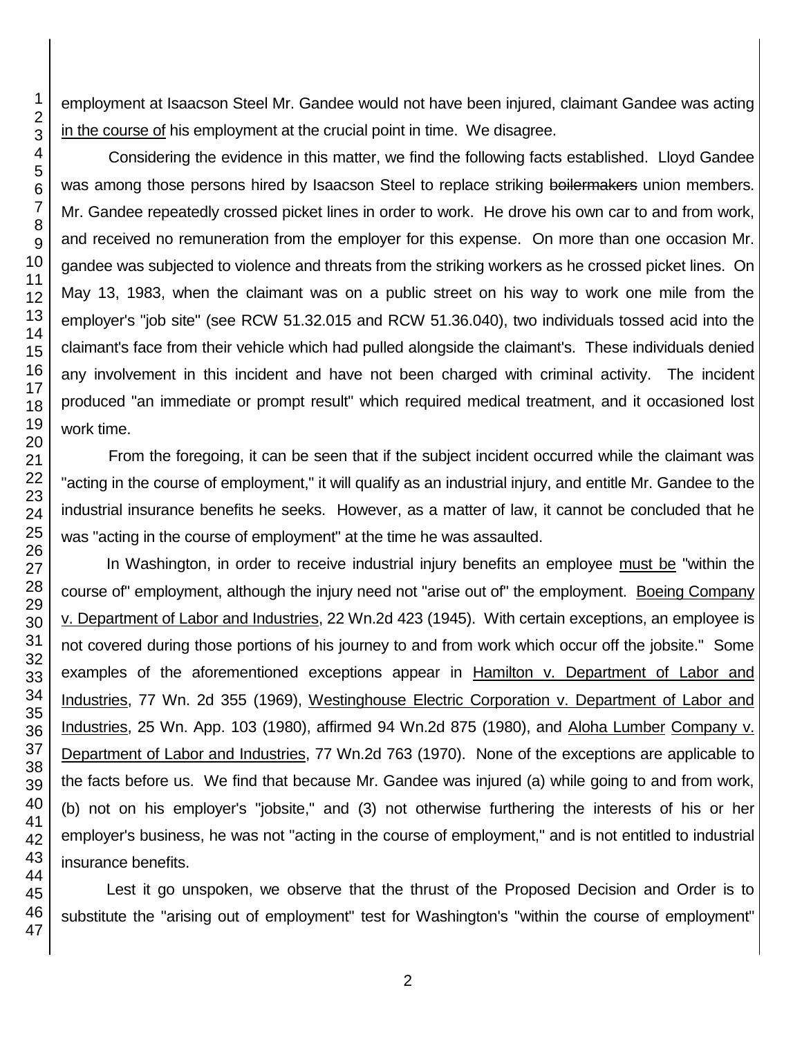employment at Isaacson Steel Mr. Gandee would not have been injured, claimant Gandee was acting in the course of his employment at the crucial point in time. We disagree.

Considering the evidence in this matter, we find the following facts established. Lloyd Gandee was among those persons hired by Isaacson Steel to replace striking ~~boilermakers~~ union members. Mr. Gandee repeatedly crossed picket lines in order to work. He drove his own car to and from work, and received no remuneration from the employer for this expense. On more than one occasion Mr. gandee was subjected to violence and threats from the striking workers as he crossed picket lines. On May 13, 1983, when the claimant was on a public street on his way to work one mile from the employer's "job site" (see RCW 51.32.015 and RCW 51.36.040), two individuals tossed acid into the claimant's face from their vehicle which had pulled alongside the claimant's. These individuals denied any involvement in this incident and have not been charged with criminal activity. The incident produced "an immediate or prompt result" which required medical treatment, and it occasioned lost work time.

From the foregoing, it can be seen that if the subject incident occurred while the claimant was "acting in the course of employment," it will qualify as an industrial injury, and entitle Mr. Gandee to the industrial insurance benefits he seeks. However, as a matter of law, it cannot be concluded that he was "acting in the course of employment" at the time he was assaulted.

In Washington, in order to receive industrial injury benefits an employee must be "within the course of" employment, although the injury need not "arise out of" the employment. Boeing Company v. Department of Labor and Industries, 22 Wn.2d 423 (1945). With certain exceptions, an employee is not covered during those portions of his journey to and from work which occur off the jobsite." Some examples of the aforementioned exceptions appear in Hamilton v. Department of Labor and Industries, 77 Wn. 2d 355 (1969), Westinghouse Electric Corporation v. Department of Labor and Industries, 25 Wn. App. 103 (1980), affirmed 94 Wn.2d 875 (1980), and Aloha Lumber Company v. Department of Labor and Industries, 77 Wn.2d 763 (1970). None of the exceptions are applicable to the facts before us. We find that because Mr. Gandee was injured (a) while going to and from work, (b) not on his employer's "jobsite," and (3) not otherwise furthering the interests of his or her employer's business, he was not "acting in the course of employment," and is not entitled to industrial insurance benefits.

Lest it go unspoken, we observe that the thrust of the Proposed Decision and Order is to substitute the "arising out of employment" test for Washington's "within the course of employment"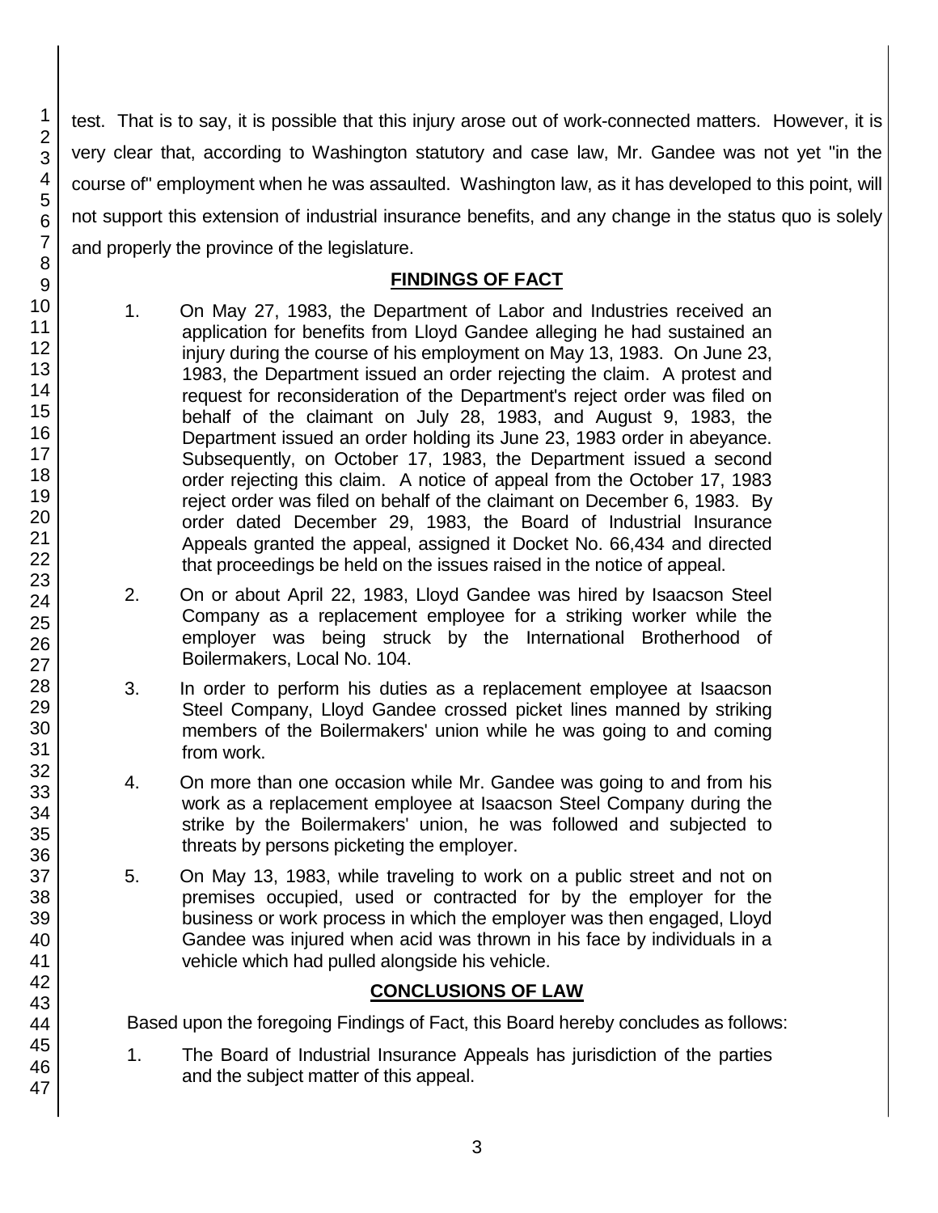test. That is to say, it is possible that this injury arose out of work-connected matters. However, it is very clear that, according to Washington statutory and case law, Mr. Gandee was not yet "in the course of" employment when he was assaulted. Washington law, as it has developed to this point, will not support this extension of industrial insurance benefits, and any change in the status quo is solely and properly the province of the legislature.

## FINDINGS OF FACT

1. On May 27, 1983, the Department of Labor and Industries received an application for benefits from Lloyd Gandee alleging he had sustained an injury during the course of his employment on May 13, 1983. On June 23, 1983, the Department issued an order rejecting the claim. A protest and request for reconsideration of the Department's reject order was filed on behalf of the claimant on July 28, 1983, and August 9, 1983, the Department issued an order holding its June 23, 1983 order in abeyance. Subsequently, on October 17, 1983, the Department issued a second order rejecting this claim. A notice of appeal from the October 17, 1983 reject order was filed on behalf of the claimant on December 6, 1983. By order dated December 29, 1983, the Board of Industrial Insurance Appeals granted the appeal, assigned it Docket No. 66,434 and directed that proceedings be held on the issues raised in the notice of appeal.

2. On or about April 22, 1983, Lloyd Gandee was hired by Isaacson Steel Company as a replacement employee for a striking worker while the employer was being struck by the International Brotherhood of Boilermakers, Local No. 104.

3. In order to perform his duties as a replacement employee at Isaacson Steel Company, Lloyd Gandee crossed picket lines manned by striking members of the Boilermakers' union while he was going to and coming from work.

4. On more than one occasion while Mr. Gandee was going to and from his work as a replacement employee at Isaacson Steel Company during the strike by the Boilermakers' union, he was followed and subjected to threats by persons picketing the employer.

5. On May 13, 1983, while traveling to work on a public street and not on premises occupied, used or contracted for by the employer for the business or work process in which the employer was then engaged, Lloyd Gandee was injured when acid was thrown in his face by individuals in a vehicle which had pulled alongside his vehicle.

## CONCLUSIONS OF LAW

Based upon the foregoing Findings of Fact, this Board hereby concludes as follows:

1. The Board of Industrial Insurance Appeals has jurisdiction of the parties and the subject matter of this appeal.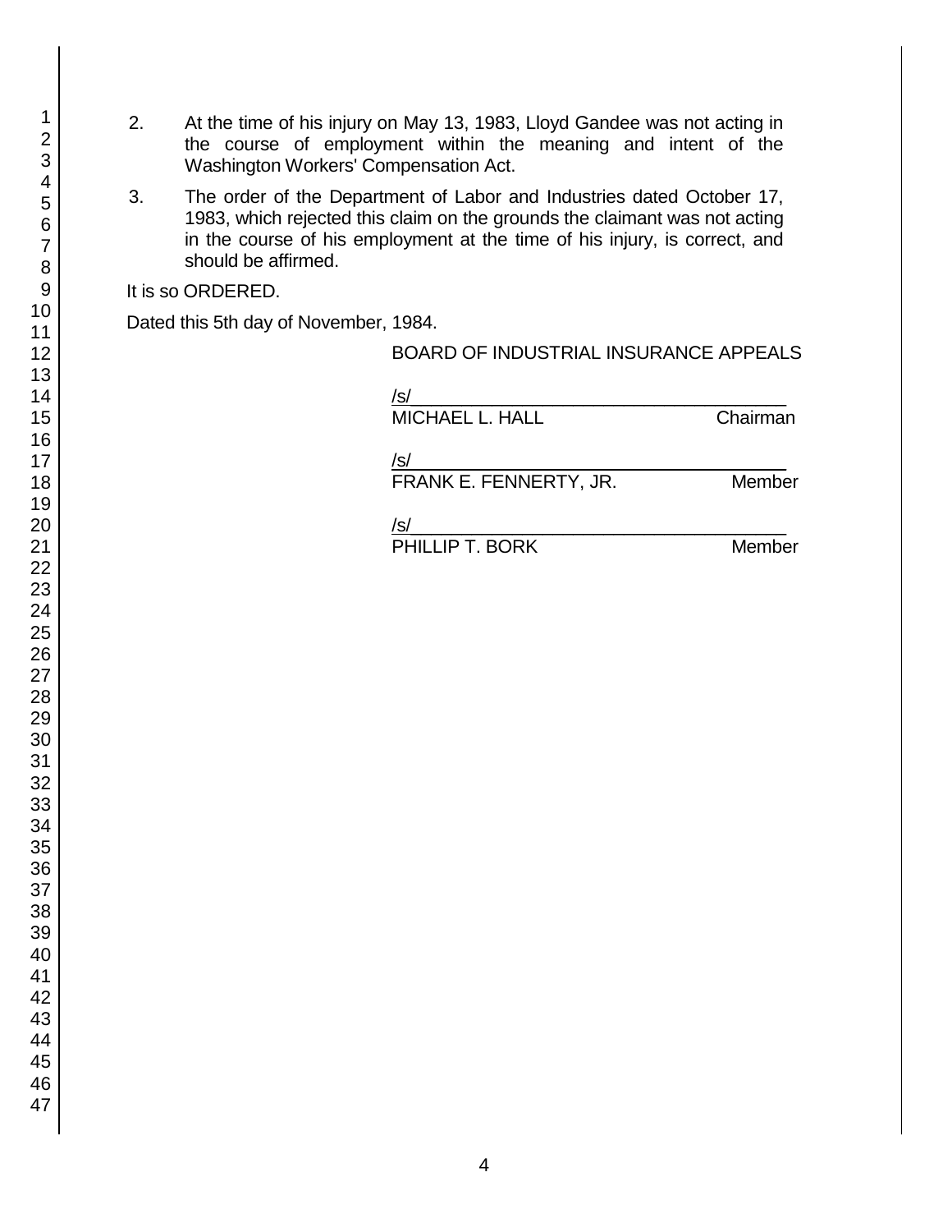2. At the time of his injury on May 13, 1983, Lloyd Gandee was not acting in the course of employment within the meaning and intent of the Washington Workers' Compensation Act.

3. The order of the Department of Labor and Industries dated October 17, 1983, which rejected this claim on the grounds the claimant was not acting in the course of his employment at the time of his injury, is correct, and should be affirmed.

It is so ORDERED.

Dated this 5th day of November, 1984.

BOARD OF INDUSTRIAL INSURANCE APPEALS

/s/
MICHAEL L. HALL Chairman

/s/
FRANK E. FENNERTY, JR. Member

/s/
PHILLIP T. BORK Member